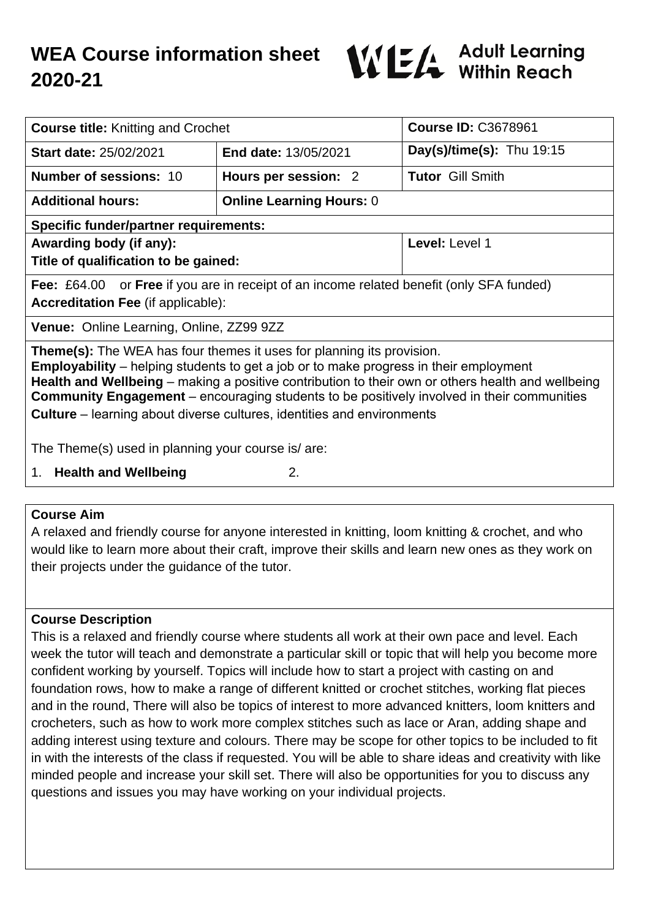# WEA Course information sheet 2020-21

WEA Adult Learning Within Reach

| **Course title:** Knitting and Crochet | | **Course ID:** C3678961 |
|---|---|---|
| **Start date:** 25/02/2021 | **End date:** 13/05/2021 | **Day(s)/time(s):** Thu 19:15 |
| **Number of sessions:** 10 | **Hours per session:** 2 | **Tutor** Gill Smith |
| **Additional hours:** | **Online Learning Hours:** 0 | |
| **Specific funder/partner requirements:** | | |
| **Awarding body (if any):**<br>**Title of qualification to be gained:** | | **Level:** Level 1 |
| **Fee:** £64.00 or **Free** if you are in receipt of an income related benefit (only SFA funded)<br>**Accreditation Fee** (if applicable): | | |
| **Venue:** Online Learning, Online, ZZ99 9ZZ | | |

**Theme(s):** The WEA has four themes it uses for planning its provision.
**Employability** – helping students to get a job or to make progress in their employment
**Health and Wellbeing** – making a positive contribution to their own or others health and wellbeing
**Community Engagement** – encouraging students to be positively involved in their communities
**Culture** – learning about diverse cultures, identities and environments

The Theme(s) used in planning your course is/ are:

1. **Health and Wellbeing**
2.

## Course Aim

A relaxed and friendly course for anyone interested in knitting, loom knitting & crochet, and who would like to learn more about their craft, improve their skills and learn new ones as they work on their projects under the guidance of the tutor.

## Course Description

This is a relaxed and friendly course where students all work at their own pace and level. Each week the tutor will teach and demonstrate a particular skill or topic that will help you become more confident working by yourself. Topics will include how to start a project with casting on and foundation rows, how to make a range of different knitted or crochet stitches, working flat pieces and in the round, There will also be topics of interest to more advanced knitters, loom knitters and crocheters, such as how to work more complex stitches such as lace or Aran, adding shape and adding interest using texture and colours. There may be scope for other topics to be included to fit in with the interests of the class if requested. You will be able to share ideas and creativity with like minded people and increase your skill set. There will also be opportunities for you to discuss any questions and issues you may have working on your individual projects.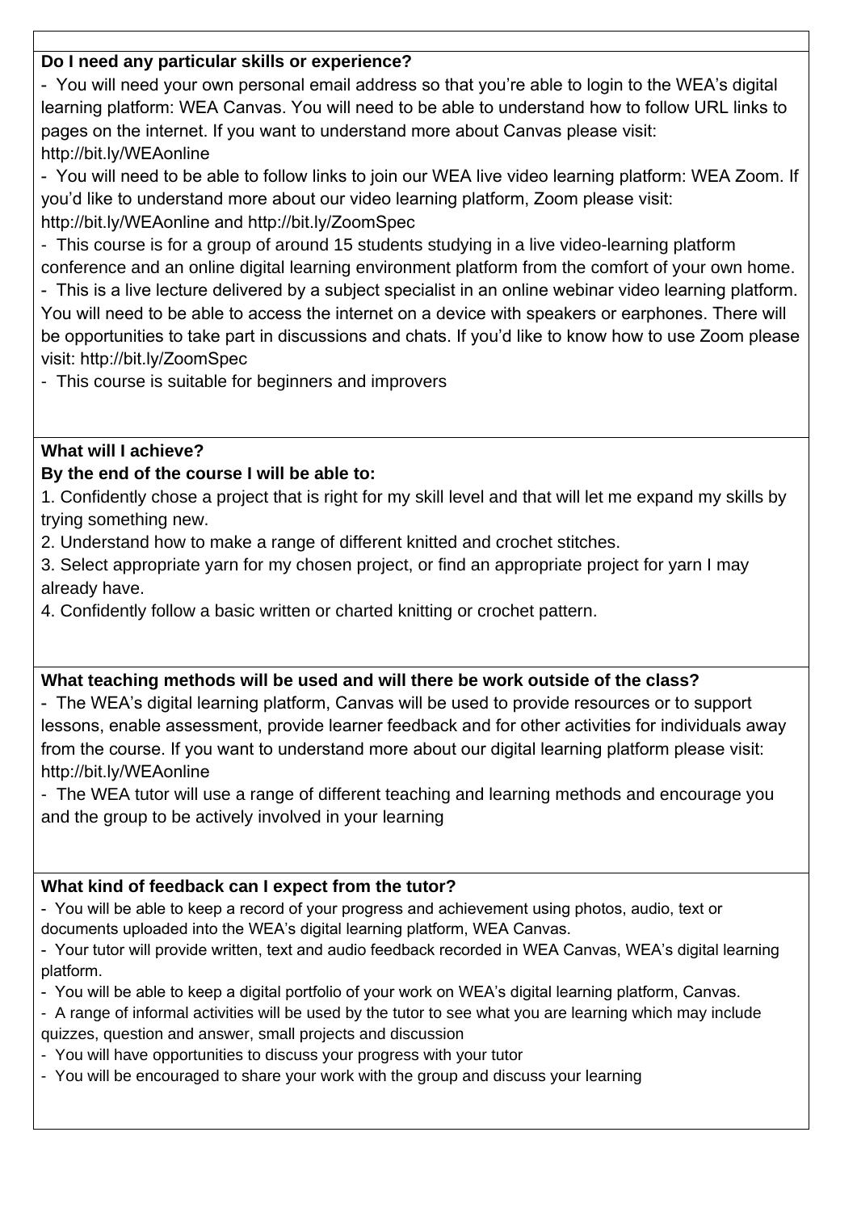**Do I need any particular skills or experience?**

- You will need your own personal email address so that you're able to login to the WEA's digital learning platform: WEA Canvas. You will need to be able to understand how to follow URL links to pages on the internet. If you want to understand more about Canvas please visit: http://bit.ly/WEAonline
- You will need to be able to follow links to join our WEA live video learning platform: WEA Zoom. If you'd like to understand more about our video learning platform, Zoom please visit: http://bit.ly/WEAonline and http://bit.ly/ZoomSpec
- This course is for a group of around 15 students studying in a live video-learning platform conference and an online digital learning environment platform from the comfort of your own home.
- This is a live lecture delivered by a subject specialist in an online webinar video learning platform. You will need to be able to access the internet on a device with speakers or earphones. There will be opportunities to take part in discussions and chats. If you'd like to know how to use Zoom please visit: http://bit.ly/ZoomSpec
- This course is suitable for beginners and improvers

**What will I achieve?**

**By the end of the course I will be able to:**

1. Confidently chose a project that is right for my skill level and that will let me expand my skills by trying something new.
2. Understand how to make a range of different knitted and crochet stitches.
3. Select appropriate yarn for my chosen project, or find an appropriate project for yarn I may already have.
4. Confidently follow a basic written or charted knitting or crochet pattern.

**What teaching methods will be used and will there be work outside of the class?**

- The WEA's digital learning platform, Canvas will be used to provide resources or to support lessons, enable assessment, provide learner feedback and for other activities for individuals away from the course. If you want to understand more about our digital learning platform please visit: http://bit.ly/WEAonline
- The WEA tutor will use a range of different teaching and learning methods and encourage you and the group to be actively involved in your learning

**What kind of feedback can I expect from the tutor?**

- You will be able to keep a record of your progress and achievement using photos, audio, text or documents uploaded into the WEA's digital learning platform, WEA Canvas.
- Your tutor will provide written, text and audio feedback recorded in WEA Canvas, WEA's digital learning platform.
- You will be able to keep a digital portfolio of your work on WEA's digital learning platform, Canvas.
- A range of informal activities will be used by the tutor to see what you are learning which may include quizzes, question and answer, small projects and discussion
- You will have opportunities to discuss your progress with your tutor
- You will be encouraged to share your work with the group and discuss your learning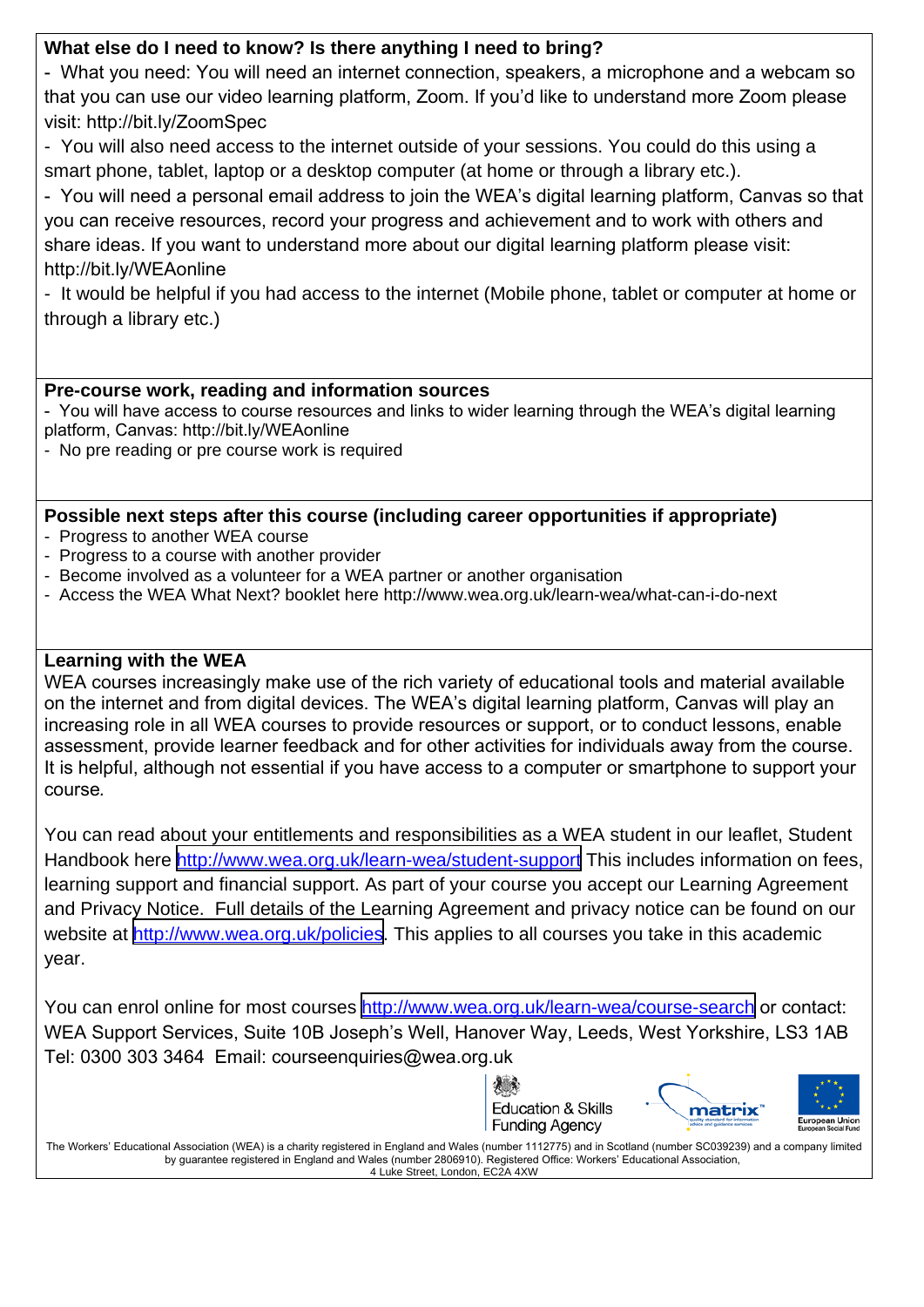**What else do I need to know? Is there anything I need to bring?**

- What you need: You will need an internet connection, speakers, a microphone and a webcam so that you can use our video learning platform, Zoom. If you'd like to understand more Zoom please visit: http://bit.ly/ZoomSpec
- You will also need access to the internet outside of your sessions. You could do this using a smart phone, tablet, laptop or a desktop computer (at home or through a library etc.).
- You will need a personal email address to join the WEA's digital learning platform, Canvas so that you can receive resources, record your progress and achievement and to work with others and share ideas. If you want to understand more about our digital learning platform please visit: http://bit.ly/WEAonline
- It would be helpful if you had access to the internet (Mobile phone, tablet or computer at home or through a library etc.)

**Pre-course work, reading and information sources**

- You will have access to course resources and links to wider learning through the WEA's digital learning platform, Canvas: http://bit.ly/WEAonline
- No pre reading or pre course work is required

**Possible next steps after this course (including career opportunities if appropriate)**

- Progress to another WEA course
- Progress to a course with another provider
- Become involved as a volunteer for a WEA partner or another organisation
- Access the WEA What Next? booklet here http://www.wea.org.uk/learn-wea/what-can-i-do-next

**Learning with the WEA**

WEA courses increasingly make use of the rich variety of educational tools and material available on the internet and from digital devices. The WEA's digital learning platform, Canvas will play an increasing role in all WEA courses to provide resources or support, or to conduct lessons, enable assessment, provide learner feedback and for other activities for individuals away from the course. It is helpful, although not essential if you have access to a computer or smartphone to support your course.

You can read about your entitlements and responsibilities as a WEA student in our leaflet, Student Handbook here http://www.wea.org.uk/learn-wea/student-support This includes information on fees, learning support and financial support. As part of your course you accept our Learning Agreement and Privacy Notice. Full details of the Learning Agreement and privacy notice can be found on our website at http://www.wea.org.uk/policies. This applies to all courses you take in this academic year.

You can enrol online for most courses http://www.wea.org.uk/learn-wea/course-search or contact: WEA Support Services, Suite 10B Joseph's Well, Hanover Way, Leeds, West Yorkshire, LS3 1AB Tel: 0300 303 3464 Email: courseenquiries@wea.org.uk

Education & Skills Funding Agency

matrix

European Union European Social Fund

The Workers' Educational Association (WEA) is a charity registered in England and Wales (number 1112775) and in Scotland (number SC039239) and a company limited by guarantee registered in England and Wales (number 2806910). Registered Office: Workers' Educational Association, 4 Luke Street, London, EC2A 4XW